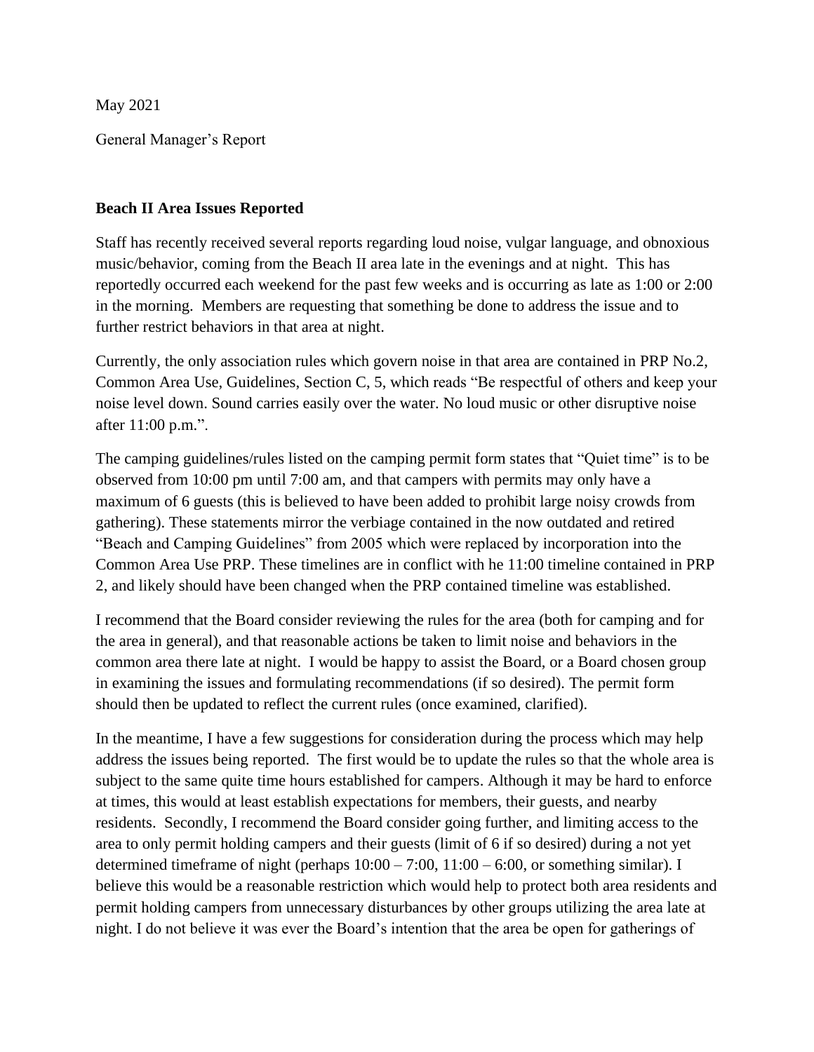May 2021

General Manager's Report

**Beach II Area Issues Reported**

Staff has recently received several reports regarding loud noise, vulgar language, and obnoxious music/behavior, coming from the Beach II area late in the evenings and at night. This has reportedly occurred each weekend for the past few weeks and is occurring as late as 1:00 or 2:00 in the morning. Members are requesting that something be done to address the issue and to further restrict behaviors in that area at night.

Currently, the only association rules which govern noise in that area are contained in PRP No.2, Common Area Use, Guidelines, Section C, 5, which reads "Be respectful of others and keep your noise level down. Sound carries easily over the water. No loud music or other disruptive noise after 11:00 p.m.".

The camping guidelines/rules listed on the camping permit form states that "Quiet time" is to be observed from 10:00 pm until 7:00 am, and that campers with permits may only have a maximum of 6 guests (this is believed to have been added to prohibit large noisy crowds from gathering). These statements mirror the verbiage contained in the now outdated and retired "Beach and Camping Guidelines" from 2005 which were replaced by incorporation into the Common Area Use PRP. These timelines are in conflict with he 11:00 timeline contained in PRP 2, and likely should have been changed when the PRP contained timeline was established.

I recommend that the Board consider reviewing the rules for the area (both for camping and for the area in general), and that reasonable actions be taken to limit noise and behaviors in the common area there late at night. I would be happy to assist the Board, or a Board chosen group in examining the issues and formulating recommendations (if so desired). The permit form should then be updated to reflect the current rules (once examined, clarified).

In the meantime, I have a few suggestions for consideration during the process which may help address the issues being reported. The first would be to update the rules so that the whole area is subject to the same quite time hours established for campers. Although it may be hard to enforce at times, this would at least establish expectations for members, their guests, and nearby residents. Secondly, I recommend the Board consider going further, and limiting access to the area to only permit holding campers and their guests (limit of 6 if so desired) during a not yet determined timeframe of night (perhaps 10:00 – 7:00, 11:00 – 6:00, or something similar). I believe this would be a reasonable restriction which would help to protect both area residents and permit holding campers from unnecessary disturbances by other groups utilizing the area late at night. I do not believe it was ever the Board's intention that the area be open for gatherings of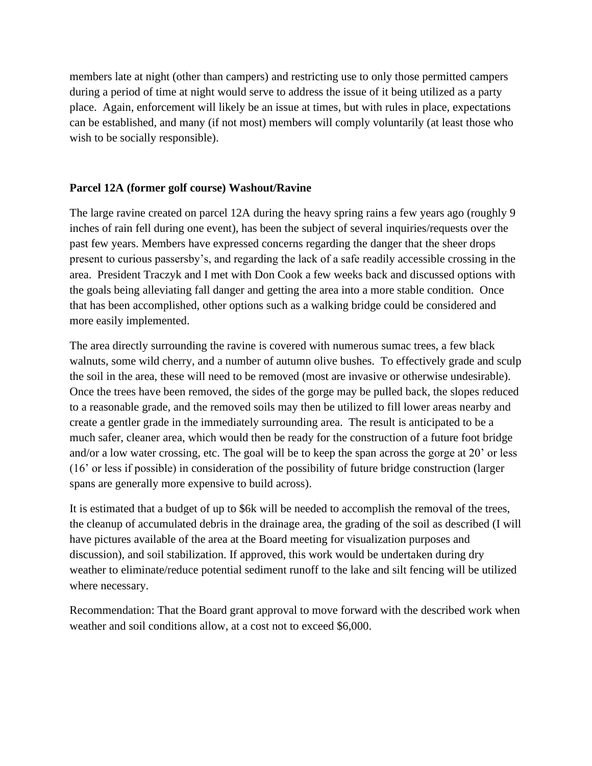members late at night (other than campers) and restricting use to only those permitted campers during a period of time at night would serve to address the issue of it being utilized as a party place. Again, enforcement will likely be an issue at times, but with rules in place, expectations can be established, and many (if not most) members will comply voluntarily (at least those who wish to be socially responsible).

### Parcel 12A (former golf course) Washout/Ravine

The large ravine created on parcel 12A during the heavy spring rains a few years ago (roughly 9 inches of rain fell during one event), has been the subject of several inquiries/requests over the past few years. Members have expressed concerns regarding the danger that the sheer drops present to curious passersby's, and regarding the lack of a safe readily accessible crossing in the area. President Traczyk and I met with Don Cook a few weeks back and discussed options with the goals being alleviating fall danger and getting the area into a more stable condition. Once that has been accomplished, other options such as a walking bridge could be considered and more easily implemented.

The area directly surrounding the ravine is covered with numerous sumac trees, a few black walnuts, some wild cherry, and a number of autumn olive bushes. To effectively grade and sculp the soil in the area, these will need to be removed (most are invasive or otherwise undesirable). Once the trees have been removed, the sides of the gorge may be pulled back, the slopes reduced to a reasonable grade, and the removed soils may then be utilized to fill lower areas nearby and create a gentler grade in the immediately surrounding area. The result is anticipated to be a much safer, cleaner area, which would then be ready for the construction of a future foot bridge and/or a low water crossing, etc. The goal will be to keep the span across the gorge at 20' or less (16' or less if possible) in consideration of the possibility of future bridge construction (larger spans are generally more expensive to build across).

It is estimated that a budget of up to $6k will be needed to accomplish the removal of the trees, the cleanup of accumulated debris in the drainage area, the grading of the soil as described (I will have pictures available of the area at the Board meeting for visualization purposes and discussion), and soil stabilization. If approved, this work would be undertaken during dry weather to eliminate/reduce potential sediment runoff to the lake and silt fencing will be utilized where necessary.

Recommendation: That the Board grant approval to move forward with the described work when weather and soil conditions allow, at a cost not to exceed $6,000.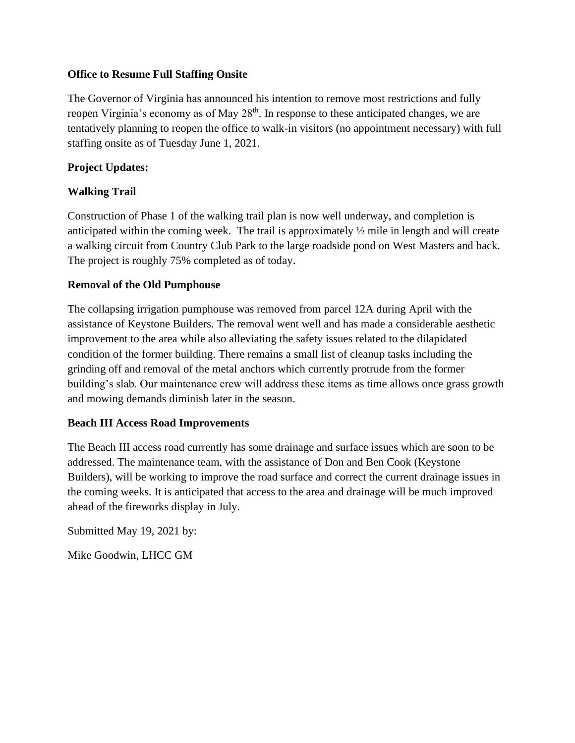**Office to Resume Full Staffing Onsite**

The Governor of Virginia has announced his intention to remove most restrictions and fully reopen Virginia's economy as of May 28th. In response to these anticipated changes, we are tentatively planning to reopen the office to walk-in visitors (no appointment necessary) with full staffing onsite as of Tuesday June 1, 2021.

**Project Updates:**

**Walking Trail**

Construction of Phase 1 of the walking trail plan is now well underway, and completion is anticipated within the coming week. The trail is approximately ½ mile in length and will create a walking circuit from Country Club Park to the large roadside pond on West Masters and back. The project is roughly 75% completed as of today.

**Removal of the Old Pumphouse**

The collapsing irrigation pumphouse was removed from parcel 12A during April with the assistance of Keystone Builders. The removal went well and has made a considerable aesthetic improvement to the area while also alleviating the safety issues related to the dilapidated condition of the former building. There remains a small list of cleanup tasks including the grinding off and removal of the metal anchors which currently protrude from the former building's slab. Our maintenance crew will address these items as time allows once grass growth and mowing demands diminish later in the season.

**Beach III Access Road Improvements**

The Beach III access road currently has some drainage and surface issues which are soon to be addressed. The maintenance team, with the assistance of Don and Ben Cook (Keystone Builders), will be working to improve the road surface and correct the current drainage issues in the coming weeks. It is anticipated that access to the area and drainage will be much improved ahead of the fireworks display in July.

Submitted May 19, 2021 by:

Mike Goodwin, LHCC GM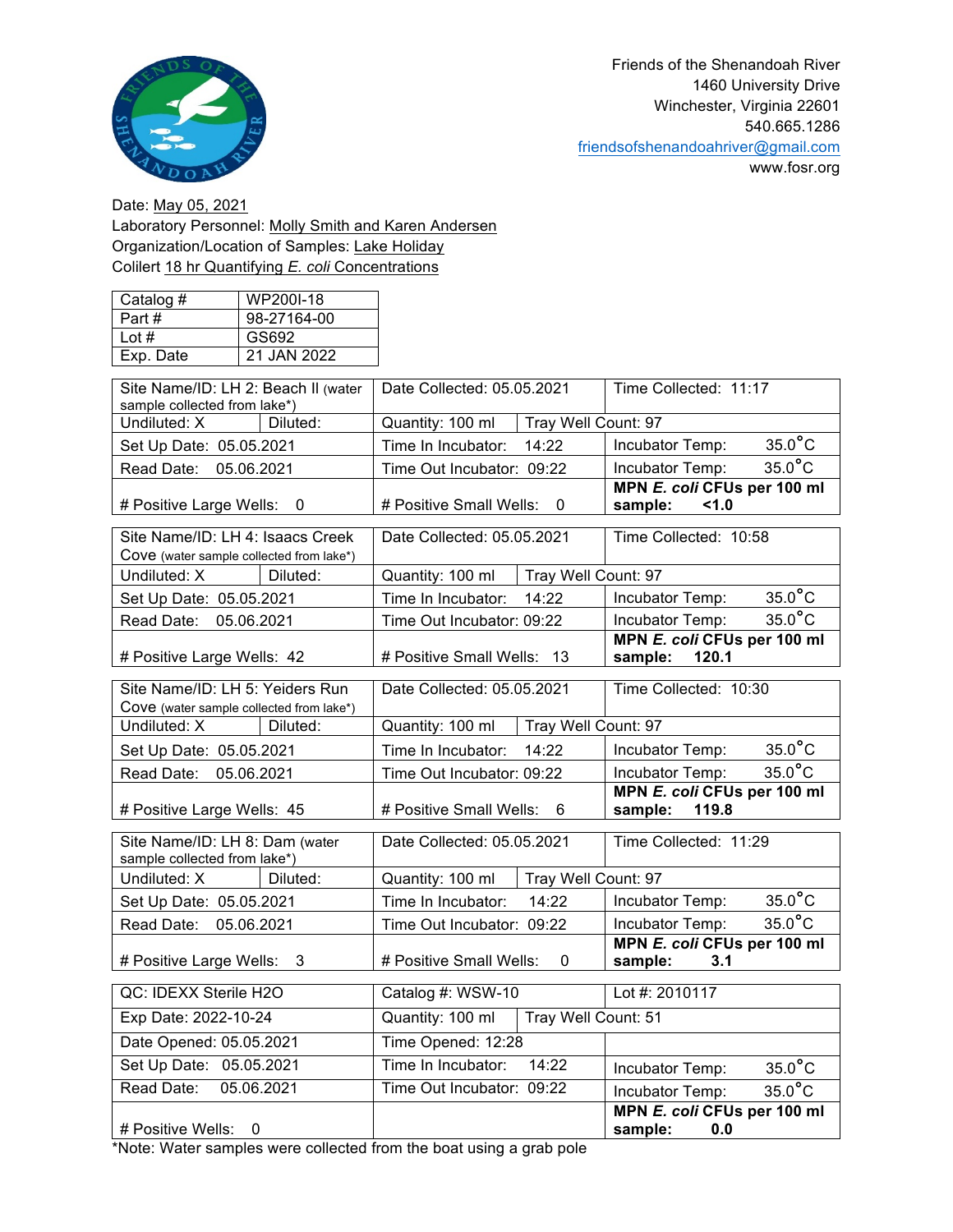Friends of the Shenandoah River
1460 University Drive
Winchester, Virginia 22601
540.665.1286
friendsofshenandoahriver@gmail.com
www.fosr.org

Date: May 05, 2021
Laboratory Personnel: Molly Smith and Karen Andersen
Organization/Location of Samples: Lake Holiday
Colilert 18 hr Quantifying *E. coli* Concentrations

| Catalog # | WP200I-18 |
|---|---|
| Part # | 98-27164-00 |
| Lot # | GS692 |
| Exp. Date | 21 JAN 2022 |

| Site Name/ID: LH 2: Beach II (water sample collected from lake*) | | Date Collected: 05.05.2021 | | Time Collected: 11:17 |
|---|---|---|---|---|
| Undiluted: X | Diluted: | Quantity: 100 ml | Tray Well Count: 97 | |
| Set Up Date: 05.05.2021 | | Time In Incubator: 14:22 | | Incubator Temp: 35.0°C |
| Read Date: 05.06.2021 | | Time Out Incubator: 09:22 | | Incubator Temp: 35.0°C |
| # Positive Large Wells: 0 | | # Positive Small Wells: 0 | | **MPN *E. coli* CFUs per 100 ml sample: <1.0** |

| Site Name/ID: LH 4: Isaacs Creek Cove (water sample collected from lake*) | | Date Collected: 05.05.2021 | | Time Collected: 10:58 |
|---|---|---|---|---|
| Undiluted: X | Diluted: | Quantity: 100 ml | Tray Well Count: 97 | |
| Set Up Date: 05.05.2021 | | Time In Incubator: 14:22 | | Incubator Temp: 35.0°C |
| Read Date: 05.06.2021 | | Time Out Incubator: 09:22 | | Incubator Temp: 35.0°C |
| # Positive Large Wells: 42 | | # Positive Small Wells: 13 | | **MPN *E. coli* CFUs per 100 ml sample: 120.1** |

| Site Name/ID: LH 5: Yeiders Run Cove (water sample collected from lake*) | | Date Collected: 05.05.2021 | | Time Collected: 10:30 |
|---|---|---|---|---|
| Undiluted: X | Diluted: | Quantity: 100 ml | Tray Well Count: 97 | |
| Set Up Date: 05.05.2021 | | Time In Incubator: 14:22 | | Incubator Temp: 35.0°C |
| Read Date: 05.06.2021 | | Time Out Incubator: 09:22 | | Incubator Temp: 35.0°C |
| # Positive Large Wells: 45 | | # Positive Small Wells: 6 | | **MPN *E. coli* CFUs per 100 ml sample: 119.8** |

| Site Name/ID: LH 8: Dam (water sample collected from lake*) | | Date Collected: 05.05.2021 | | Time Collected: 11:29 |
|---|---|---|---|---|
| Undiluted: X | Diluted: | Quantity: 100 ml | Tray Well Count: 97 | |
| Set Up Date: 05.05.2021 | | Time In Incubator: 14:22 | | Incubator Temp: 35.0°C |
| Read Date: 05.06.2021 | | Time Out Incubator: 09:22 | | Incubator Temp: 35.0°C |
| # Positive Large Wells: 3 | | # Positive Small Wells: 0 | | **MPN *E. coli* CFUs per 100 ml sample: 3.1** |

| QC: IDEXX Sterile H2O | Catalog #: WSW-10 | | Lot #: 2010117 |
|---|---|---|---|
| Exp Date: 2022-10-24 | Quantity: 100 ml | Tray Well Count: 51 | |
| Date Opened: 05.05.2021 | Time Opened: 12:28 | | |
| Set Up Date: 05.05.2021 | Time In Incubator: 14:22 | | Incubator Temp: 35.0°C |
| Read Date: 05.06.2021 | Time Out Incubator: 09:22 | | Incubator Temp: 35.0°C |
| # Positive Wells: 0 | | | **MPN *E. coli* CFUs per 100 ml sample: 0.0** |

*Note: Water samples were collected from the boat using a grab pole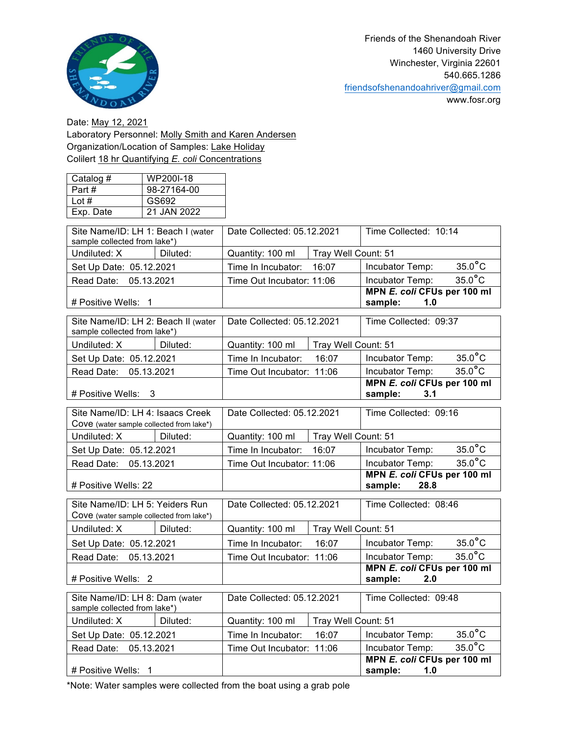Friends of the Shenandoah River
1460 University Drive
Winchester, Virginia 22601
540.665.1286
friendsofshenandoahriver@gmail.com
www.fosr.org

Date: May 12, 2021
Laboratory Personnel: Molly Smith and Karen Andersen
Organization/Location of Samples: Lake Holiday
Collert 18 hr Quantifying *E. coli* Concentrations

| | |
|---|---|
| Catalog # | WP200I-18 |
| Part # | 98-27164-00 |
| Lot # | GS692 |
| Exp. Date | 21 JAN 2022 |

| | | | | |
|---|---|---|---|---|
| Site Name/ID: LH 1: Beach I (water sample collected from lake*) | | Date Collected: 05.12.2021 | | Time Collected: 10:14 |
| Undiluted: X | Diluted: | Quantity: 100 ml | Tray Well Count: 51 | |
| Set Up Date: 05.12.2021 | | Time In Incubator: 16:07 | | Incubator Temp: 35.0°C |
| Read Date: 05.13.2021 | | Time Out Incubator: 11:06 | | Incubator Temp: 35.0°C |
| # Positive Wells: 1 | | | | **MPN *E. coli* CFUs per 100 ml sample: 1.0** |

| | | | | |
|---|---|---|---|---|
| Site Name/ID: LH 2: Beach II (water sample collected from lake*) | | Date Collected: 05.12.2021 | | Time Collected: 09:37 |
| Undiluted: X | Diluted: | Quantity: 100 ml | Tray Well Count: 51 | |
| Set Up Date: 05.12.2021 | | Time In Incubator: 16:07 | | Incubator Temp: 35.0°C |
| Read Date: 05.13.2021 | | Time Out Incubator: 11:06 | | Incubator Temp: 35.0°C |
| # Positive Wells: 3 | | | | **MPN *E. coli* CFUs per 100 ml sample: 3.1** |

| | | | | |
|---|---|---|---|---|
| Site Name/ID: LH 4: Isaacs Creek Cove (water sample collected from lake*) | | Date Collected: 05.12.2021 | | Time Collected: 09:16 |
| Undiluted: X | Diluted: | Quantity: 100 ml | Tray Well Count: 51 | |
| Set Up Date: 05.12.2021 | | Time In Incubator: 16:07 | | Incubator Temp: 35.0°C |
| Read Date: 05.13.2021 | | Time Out Incubator: 11:06 | | Incubator Temp: 35.0°C |
| # Positive Wells: 22 | | | | **MPN *E. coli* CFUs per 100 ml sample: 28.8** |

| | | | | |
|---|---|---|---|---|
| Site Name/ID: LH 5: Yeiders Run Cove (water sample collected from lake*) | | Date Collected: 05.12.2021 | | Time Collected: 08:46 |
| Undiluted: X | Diluted: | Quantity: 100 ml | Tray Well Count: 51 | |
| Set Up Date: 05.12.2021 | | Time In Incubator: 16:07 | | Incubator Temp: 35.0°C |
| Read Date: 05.13.2021 | | Time Out Incubator: 11:06 | | Incubator Temp: 35.0°C |
| # Positive Wells: 2 | | | | **MPN *E. coli* CFUs per 100 ml sample: 2.0** |

| | | | | |
|---|---|---|---|---|
| Site Name/ID: LH 8: Dam (water sample collected from lake*) | | Date Collected: 05.12.2021 | | Time Collected: 09:48 |
| Undiluted: X | Diluted: | Quantity: 100 ml | Tray Well Count: 51 | |
| Set Up Date: 05.12.2021 | | Time In Incubator: 16:07 | | Incubator Temp: 35.0°C |
| Read Date: 05.13.2021 | | Time Out Incubator: 11:06 | | Incubator Temp: 35.0°C |
| # Positive Wells: 1 | | | | **MPN *E. coli* CFUs per 100 ml sample: 1.0** |

*Note: Water samples were collected from the boat using a grab pole